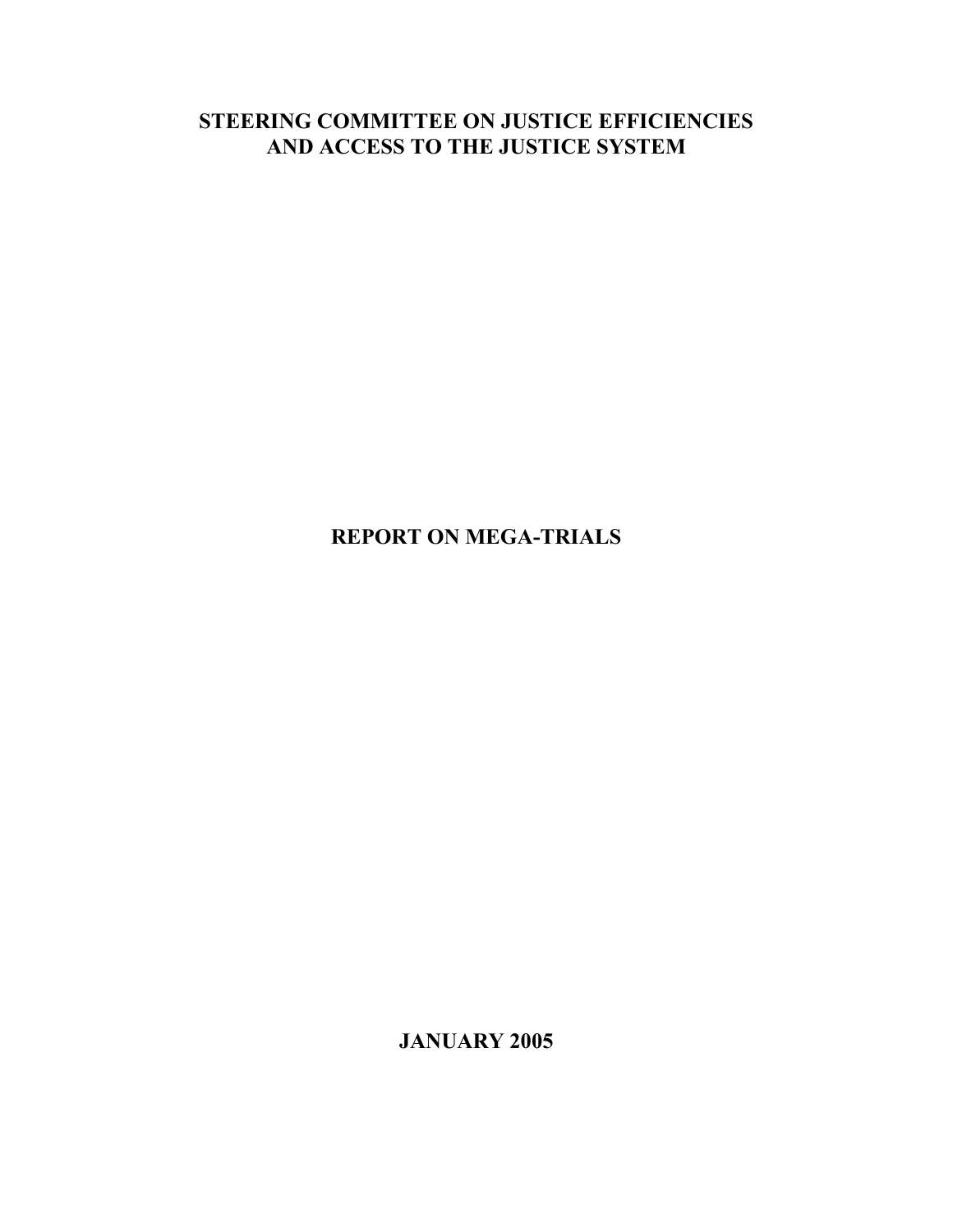# STEERING COMMITTEE ON JUSTICE EFFICIENCIES AND ACCESS TO THE JUSTICE SYSTEM

# REPORT ON MEGA-TRIALS

**JANUARY 2005**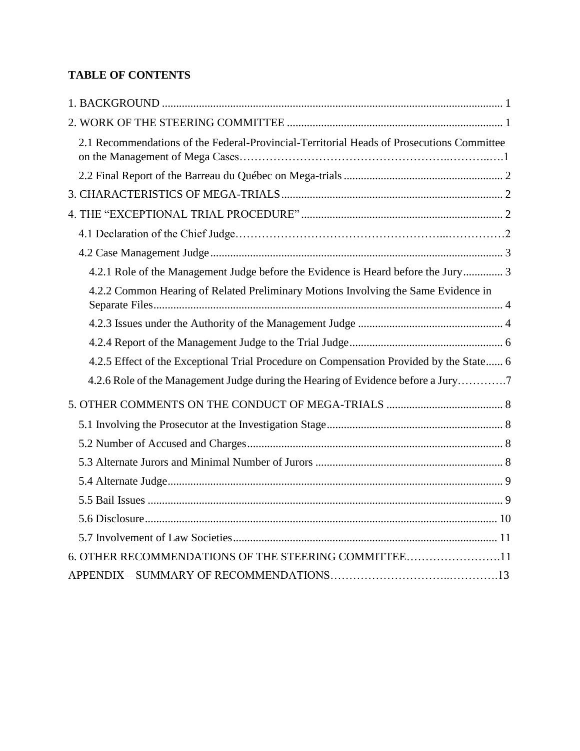**TABLE OF CONTENTS**

1. BACKGROUND ........................................................................................................................ 1

2. WORK OF THE STEERING COMMITTEE ............................................................................ 1

2.1 Recommendations of the Federal-Provincial-Territorial Heads of Prosecutions Committee on the Management of Mega Cases……………………………………………..………..….1

2.2 Final Report of the Barreau du Québec on Mega-trials ........................................................ 2

3. CHARACTERISTICS OF MEGA-TRIALS .............................................................................. 2

4. THE "EXCEPTIONAL TRIAL PROCEDURE" ....................................................................... 2

4.1 Declaration of the Chief Judge……………………………………………...……………2

4.2 Case Management Judge ....................................................................................................... 3

4.2.1 Role of the Management Judge before the Evidence is Heard before the Jury.............. 3

4.2.2 Common Hearing of Related Preliminary Motions Involving the Same Evidence in Separate Files............................................................................................................................ 4

4.2.3 Issues under the Authority of the Management Judge ................................................... 4

4.2.4 Report of the Management Judge to the Trial Judge...................................................... 6

4.2.5 Effect of the Exceptional Trial Procedure on Compensation Provided by the State...... 6

4.2.6 Role of the Management Judge during the Hearing of Evidence before a Jury………….7

5. OTHER COMMENTS ON THE CONDUCT OF MEGA-TRIALS ......................................... 8

5.1 Involving the Prosecutor at the Investigation Stage.............................................................. 8

5.2 Number of Accused and Charges.......................................................................................... 8

5.3 Alternate Jurors and Minimal Number of Jurors .................................................................. 8

5.4 Alternate Judge...................................................................................................................... 9

5.5 Bail Issues ............................................................................................................................. 9

5.6 Disclosure............................................................................................................................ 10

5.7 Involvement of Law Societies............................................................................................. 11

6. OTHER RECOMMENDATIONS OF THE STEERING COMMITTEE…………………….11

APPENDIX – SUMMARY OF RECOMMENDATIONS………………………..………….13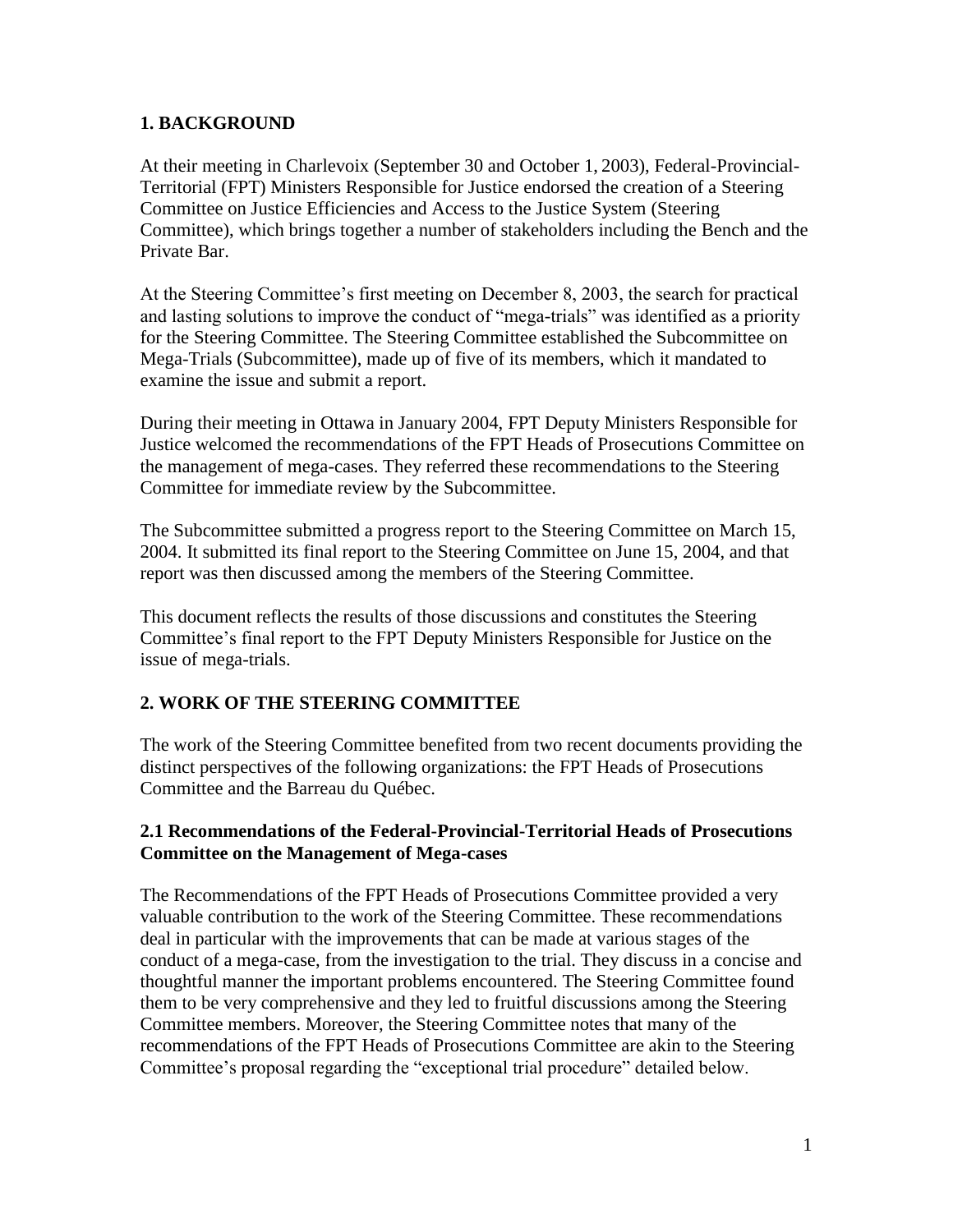## 1. BACKGROUND

At their meeting in Charlevoix (September 30 and October 1, 2003), Federal-Provincial-Territorial (FPT) Ministers Responsible for Justice endorsed the creation of a Steering Committee on Justice Efficiencies and Access to the Justice System (Steering Committee), which brings together a number of stakeholders including the Bench and the Private Bar.

At the Steering Committee's first meeting on December 8, 2003, the search for practical and lasting solutions to improve the conduct of "mega-trials" was identified as a priority for the Steering Committee. The Steering Committee established the Subcommittee on Mega-Trials (Subcommittee), made up of five of its members, which it mandated to examine the issue and submit a report.

During their meeting in Ottawa in January 2004, FPT Deputy Ministers Responsible for Justice welcomed the recommendations of the FPT Heads of Prosecutions Committee on the management of mega-cases. They referred these recommendations to the Steering Committee for immediate review by the Subcommittee.

The Subcommittee submitted a progress report to the Steering Committee on March 15, 2004. It submitted its final report to the Steering Committee on June 15, 2004, and that report was then discussed among the members of the Steering Committee.

This document reflects the results of those discussions and constitutes the Steering Committee's final report to the FPT Deputy Ministers Responsible for Justice on the issue of mega-trials.

## 2. WORK OF THE STEERING COMMITTEE

The work of the Steering Committee benefited from two recent documents providing the distinct perspectives of the following organizations: the FPT Heads of Prosecutions Committee and the Barreau du Québec.

### 2.1 Recommendations of the Federal-Provincial-Territorial Heads of Prosecutions Committee on the Management of Mega-cases

The Recommendations of the FPT Heads of Prosecutions Committee provided a very valuable contribution to the work of the Steering Committee. These recommendations deal in particular with the improvements that can be made at various stages of the conduct of a mega-case, from the investigation to the trial. They discuss in a concise and thoughtful manner the important problems encountered. The Steering Committee found them to be very comprehensive and they led to fruitful discussions among the Steering Committee members. Moreover, the Steering Committee notes that many of the recommendations of the FPT Heads of Prosecutions Committee are akin to the Steering Committee's proposal regarding the "exceptional trial procedure" detailed below.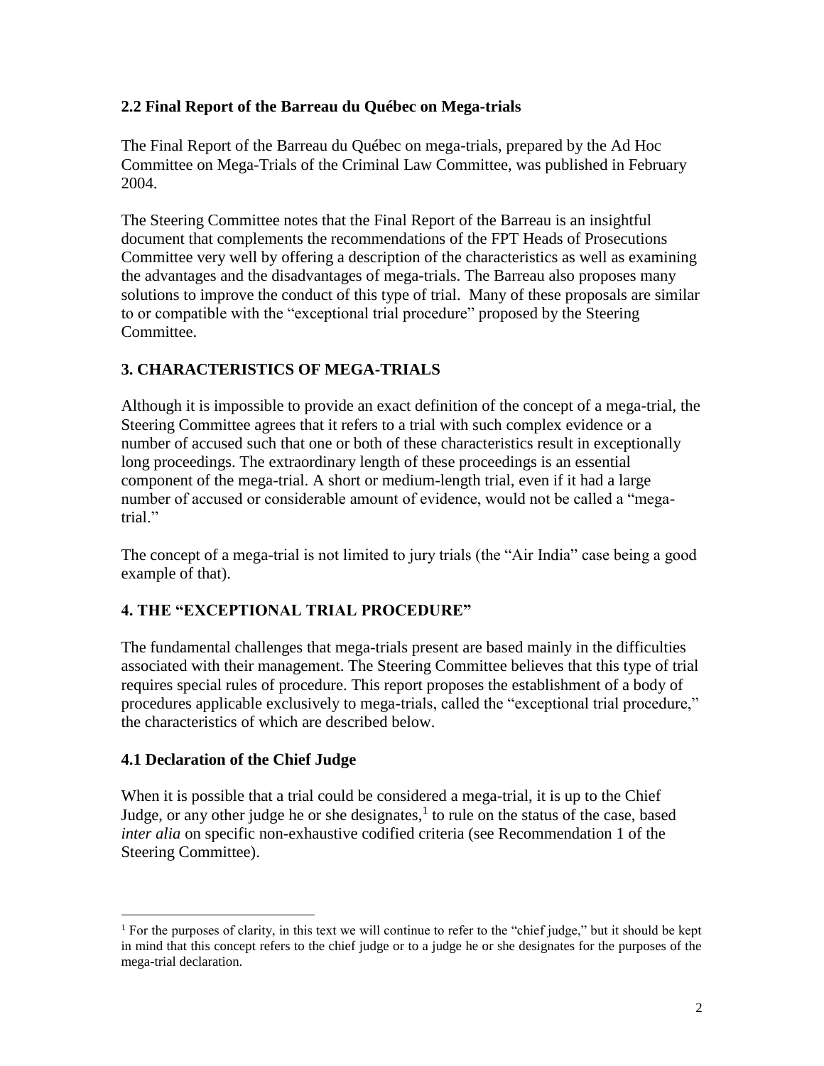### 2.2 Final Report of the Barreau du Québec on Mega-trials

The Final Report of the Barreau du Québec on mega-trials, prepared by the Ad Hoc Committee on Mega-Trials of the Criminal Law Committee, was published in February 2004.

The Steering Committee notes that the Final Report of the Barreau is an insightful document that complements the recommendations of the FPT Heads of Prosecutions Committee very well by offering a description of the characteristics as well as examining the advantages and the disadvantages of mega-trials. The Barreau also proposes many solutions to improve the conduct of this type of trial. Many of these proposals are similar to or compatible with the "exceptional trial procedure" proposed by the Steering Committee.

## 3. CHARACTERISTICS OF MEGA-TRIALS

Although it is impossible to provide an exact definition of the concept of a mega-trial, the Steering Committee agrees that it refers to a trial with such complex evidence or a number of accused such that one or both of these characteristics result in exceptionally long proceedings. The extraordinary length of these proceedings is an essential component of the mega-trial. A short or medium-length trial, even if it had a large number of accused or considerable amount of evidence, would not be called a "mega-trial."

The concept of a mega-trial is not limited to jury trials (the "Air India" case being a good example of that).

## 4. THE "EXCEPTIONAL TRIAL PROCEDURE"

The fundamental challenges that mega-trials present are based mainly in the difficulties associated with their management. The Steering Committee believes that this type of trial requires special rules of procedure. This report proposes the establishment of a body of procedures applicable exclusively to mega-trials, called the "exceptional trial procedure," the characteristics of which are described below.

### 4.1 Declaration of the Chief Judge

When it is possible that a trial could be considered a mega-trial, it is up to the Chief Judge, or any other judge he or she designates,[1] to rule on the status of the case, based *inter alia* on specific non-exhaustive codified criteria (see Recommendation 1 of the Steering Committee).

[1] For the purposes of clarity, in this text we will continue to refer to the "chief judge," but it should be kept in mind that this concept refers to the chief judge or to a judge he or she designates for the purposes of the mega-trial declaration.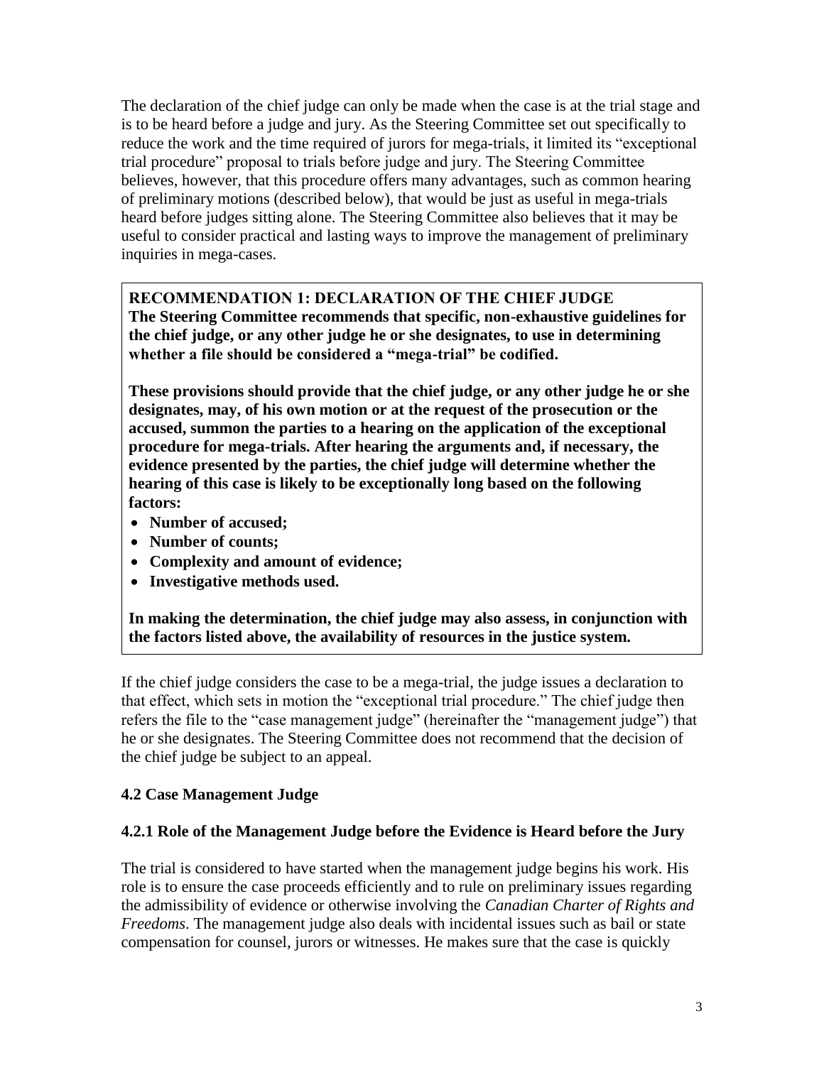The declaration of the chief judge can only be made when the case is at the trial stage and is to be heard before a judge and jury. As the Steering Committee set out specifically to reduce the work and the time required of jurors for mega-trials, it limited its "exceptional trial procedure" proposal to trials before judge and jury. The Steering Committee believes, however, that this procedure offers many advantages, such as common hearing of preliminary motions (described below), that would be just as useful in mega-trials heard before judges sitting alone. The Steering Committee also believes that it may be useful to consider practical and lasting ways to improve the management of preliminary inquiries in mega-cases.

**RECOMMENDATION 1: DECLARATION OF THE CHIEF JUDGE**
**The Steering Committee recommends that specific, non-exhaustive guidelines for the chief judge, or any other judge he or she designates, to use in determining whether a file should be considered a "mega-trial" be codified.**

**These provisions should provide that the chief judge, or any other judge he or she designates, may, of his own motion or at the request of the prosecution or the accused, summon the parties to a hearing on the application of the exceptional procedure for mega-trials. After hearing the arguments and, if necessary, the evidence presented by the parties, the chief judge will determine whether the hearing of this case is likely to be exceptionally long based on the following factors:**

- **Number of accused;**
- **Number of counts;**
- **Complexity and amount of evidence;**
- **Investigative methods used.**

**In making the determination, the chief judge may also assess, in conjunction with the factors listed above, the availability of resources in the justice system.**

If the chief judge considers the case to be a mega-trial, the judge issues a declaration to that effect, which sets in motion the "exceptional trial procedure." The chief judge then refers the file to the "case management judge" (hereinafter the "management judge") that he or she designates. The Steering Committee does not recommend that the decision of the chief judge be subject to an appeal.

### 4.2 Case Management Judge

#### 4.2.1 Role of the Management Judge before the Evidence is Heard before the Jury

The trial is considered to have started when the management judge begins his work. His role is to ensure the case proceeds efficiently and to rule on preliminary issues regarding the admissibility of evidence or otherwise involving the *Canadian Charter of Rights and Freedoms*. The management judge also deals with incidental issues such as bail or state compensation for counsel, jurors or witnesses. He makes sure that the case is quickly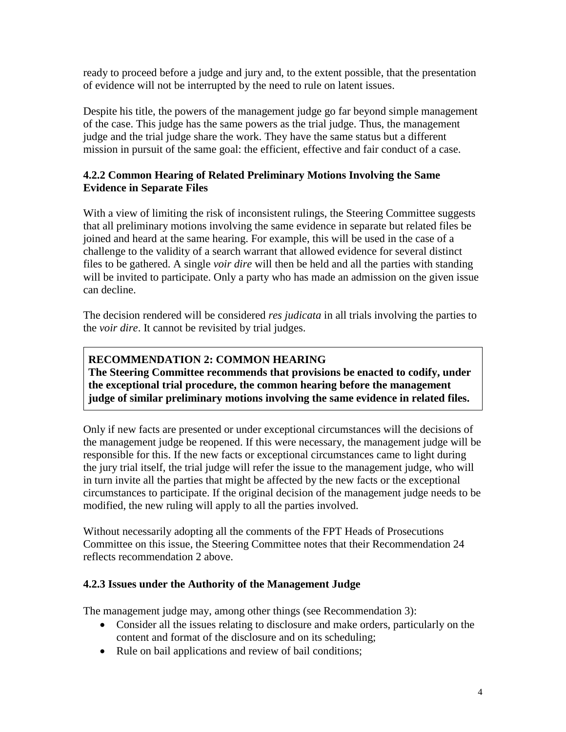ready to proceed before a judge and jury and, to the extent possible, that the presentation of evidence will not be interrupted by the need to rule on latent issues.

Despite his title, the powers of the management judge go far beyond simple management of the case. This judge has the same powers as the trial judge. Thus, the management judge and the trial judge share the work. They have the same status but a different mission in pursuit of the same goal: the efficient, effective and fair conduct of a case.

### 4.2.2 Common Hearing of Related Preliminary Motions Involving the Same Evidence in Separate Files

With a view of limiting the risk of inconsistent rulings, the Steering Committee suggests that all preliminary motions involving the same evidence in separate but related files be joined and heard at the same hearing. For example, this will be used in the case of a challenge to the validity of a search warrant that allowed evidence for several distinct files to be gathered. A single *voir dire* will then be held and all the parties with standing will be invited to participate. Only a party who has made an admission on the given issue can decline.

The decision rendered will be considered *res judicata* in all trials involving the parties to the *voir dire*. It cannot be revisited by trial judges.

**RECOMMENDATION 2: COMMON HEARING**
**The Steering Committee recommends that provisions be enacted to codify, under the exceptional trial procedure, the common hearing before the management judge of similar preliminary motions involving the same evidence in related files.**

Only if new facts are presented or under exceptional circumstances will the decisions of the management judge be reopened. If this were necessary, the management judge will be responsible for this. If the new facts or exceptional circumstances came to light during the jury trial itself, the trial judge will refer the issue to the management judge, who will in turn invite all the parties that might be affected by the new facts or the exceptional circumstances to participate. If the original decision of the management judge needs to be modified, the new ruling will apply to all the parties involved.

Without necessarily adopting all the comments of the FPT Heads of Prosecutions Committee on this issue, the Steering Committee notes that their Recommendation 24 reflects recommendation 2 above.

### 4.2.3 Issues under the Authority of the Management Judge

The management judge may, among other things (see Recommendation 3):

- Consider all the issues relating to disclosure and make orders, particularly on the content and format of the disclosure and on its scheduling;
- Rule on bail applications and review of bail conditions;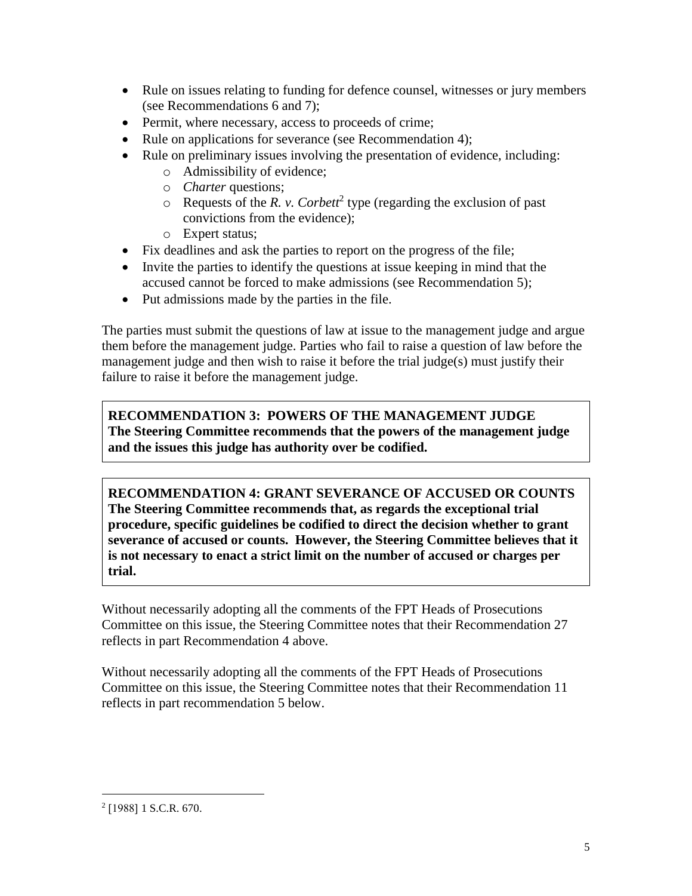- Rule on issues relating to funding for defence counsel, witnesses or jury members (see Recommendations 6 and 7);
- Permit, where necessary, access to proceeds of crime;
- Rule on applications for severance (see Recommendation 4);
- Rule on preliminary issues involving the presentation of evidence, including:
  - Admissibility of evidence;
  - *Charter* questions;
  - Requests of the *R. v. Corbett*[2] type (regarding the exclusion of past convictions from the evidence);
  - Expert status;
- Fix deadlines and ask the parties to report on the progress of the file;
- Invite the parties to identify the questions at issue keeping in mind that the accused cannot be forced to make admissions (see Recommendation 5);
- Put admissions made by the parties in the file.

The parties must submit the questions of law at issue to the management judge and argue them before the management judge. Parties who fail to raise a question of law before the management judge and then wish to raise it before the trial judge(s) must justify their failure to raise it before the management judge.

**RECOMMENDATION 3: POWERS OF THE MANAGEMENT JUDGE**
**The Steering Committee recommends that the powers of the management judge and the issues this judge has authority over be codified.**

**RECOMMENDATION 4: GRANT SEVERANCE OF ACCUSED OR COUNTS**
**The Steering Committee recommends that, as regards the exceptional trial procedure, specific guidelines be codified to direct the decision whether to grant severance of accused or counts. However, the Steering Committee believes that it is not necessary to enact a strict limit on the number of accused or charges per trial.**

Without necessarily adopting all the comments of the FPT Heads of Prosecutions Committee on this issue, the Steering Committee notes that their Recommendation 27 reflects in part Recommendation 4 above.

Without necessarily adopting all the comments of the FPT Heads of Prosecutions Committee on this issue, the Steering Committee notes that their Recommendation 11 reflects in part recommendation 5 below.

[2] [1988] 1 S.C.R. 670.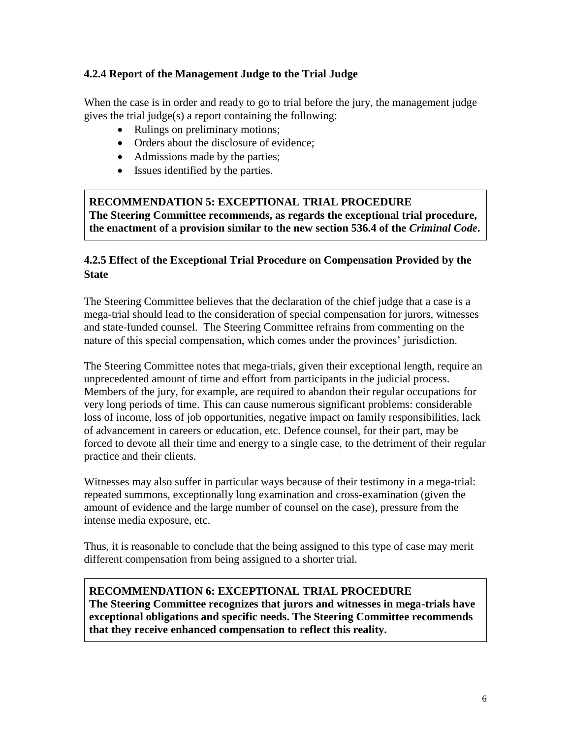### 4.2.4 Report of the Management Judge to the Trial Judge

When the case is in order and ready to go to trial before the jury, the management judge gives the trial judge(s) a report containing the following:

- Rulings on preliminary motions;
- Orders about the disclosure of evidence;
- Admissions made by the parties;
- Issues identified by the parties.

**RECOMMENDATION 5: EXCEPTIONAL TRIAL PROCEDURE**
**The Steering Committee recommends, as regards the exceptional trial procedure, the enactment of a provision similar to the new section 536.4 of the *Criminal Code*.**

### 4.2.5 Effect of the Exceptional Trial Procedure on Compensation Provided by the State

The Steering Committee believes that the declaration of the chief judge that a case is a mega-trial should lead to the consideration of special compensation for jurors, witnesses and state-funded counsel. The Steering Committee refrains from commenting on the nature of this special compensation, which comes under the provinces' jurisdiction.

The Steering Committee notes that mega-trials, given their exceptional length, require an unprecedented amount of time and effort from participants in the judicial process. Members of the jury, for example, are required to abandon their regular occupations for very long periods of time. This can cause numerous significant problems: considerable loss of income, loss of job opportunities, negative impact on family responsibilities, lack of advancement in careers or education, etc. Defence counsel, for their part, may be forced to devote all their time and energy to a single case, to the detriment of their regular practice and their clients.

Witnesses may also suffer in particular ways because of their testimony in a mega-trial: repeated summons, exceptionally long examination and cross-examination (given the amount of evidence and the large number of counsel on the case), pressure from the intense media exposure, etc.

Thus, it is reasonable to conclude that the being assigned to this type of case may merit different compensation from being assigned to a shorter trial.

**RECOMMENDATION 6: EXCEPTIONAL TRIAL PROCEDURE**
**The Steering Committee recognizes that jurors and witnesses in mega-trials have exceptional obligations and specific needs. The Steering Committee recommends that they receive enhanced compensation to reflect this reality.**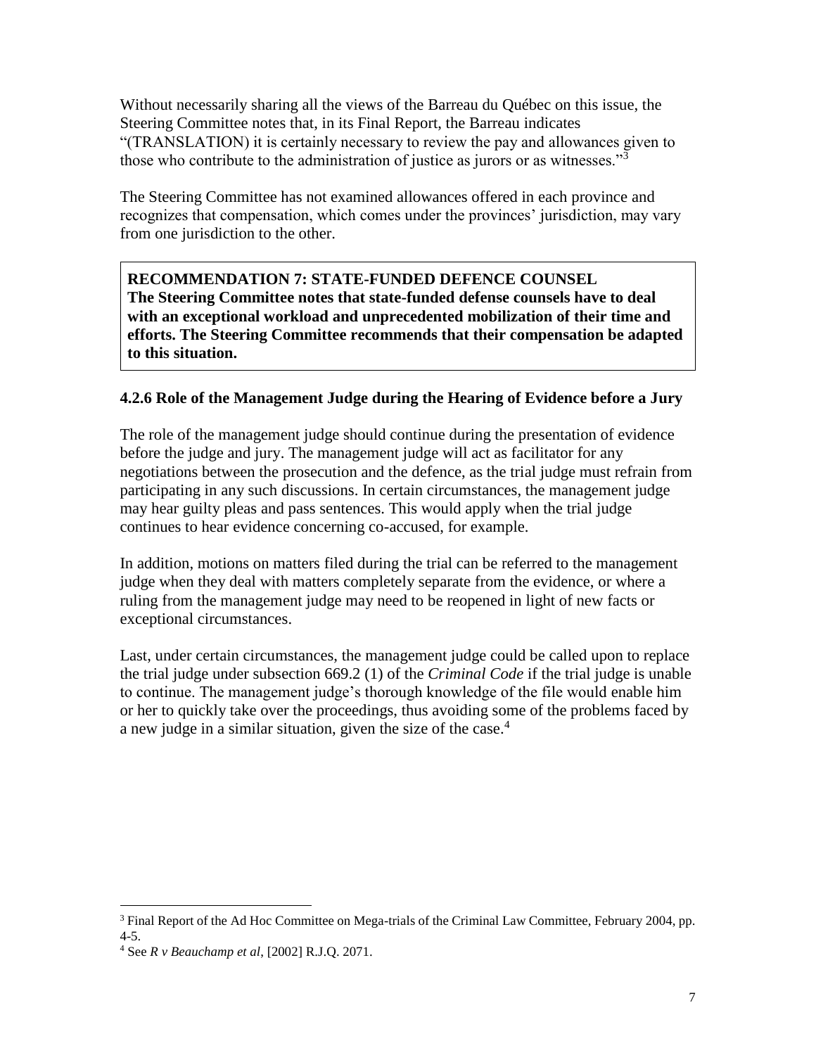Without necessarily sharing all the views of the Barreau du Québec on this issue, the Steering Committee notes that, in its Final Report, the Barreau indicates "(TRANSLATION) it is certainly necessary to review the pay and allowances given to those who contribute to the administration of justice as jurors or as witnesses."[3]

The Steering Committee has not examined allowances offered in each province and recognizes that compensation, which comes under the provinces' jurisdiction, may vary from one jurisdiction to the other.

**RECOMMENDATION 7: STATE-FUNDED DEFENCE COUNSEL**
**The Steering Committee notes that state-funded defense counsels have to deal with an exceptional workload and unprecedented mobilization of their time and efforts. The Steering Committee recommends that their compensation be adapted to this situation.**

### 4.2.6 Role of the Management Judge during the Hearing of Evidence before a Jury

The role of the management judge should continue during the presentation of evidence before the judge and jury. The management judge will act as facilitator for any negotiations between the prosecution and the defence, as the trial judge must refrain from participating in any such discussions. In certain circumstances, the management judge may hear guilty pleas and pass sentences. This would apply when the trial judge continues to hear evidence concerning co-accused, for example.

In addition, motions on matters filed during the trial can be referred to the management judge when they deal with matters completely separate from the evidence, or where a ruling from the management judge may need to be reopened in light of new facts or exceptional circumstances.

Last, under certain circumstances, the management judge could be called upon to replace the trial judge under subsection 669.2 (1) of the *Criminal Code* if the trial judge is unable to continue. The management judge's thorough knowledge of the file would enable him or her to quickly take over the proceedings, thus avoiding some of the problems faced by a new judge in a similar situation, given the size of the case.[4]

---

[3] Final Report of the Ad Hoc Committee on Mega-trials of the Criminal Law Committee, February 2004, pp. 4-5.

[4] See *R v Beauchamp et al*, [2002] R.J.Q. 2071.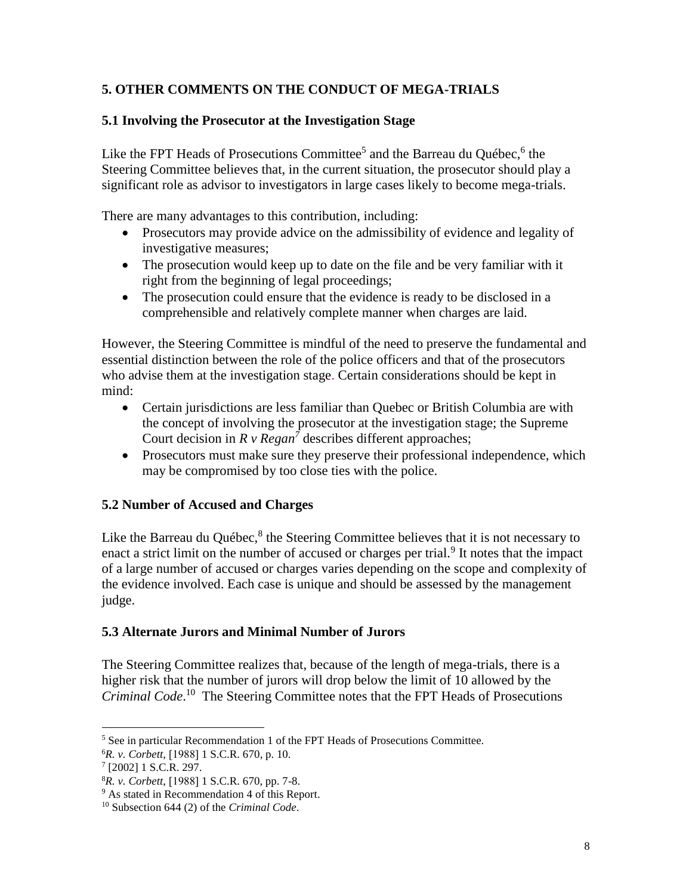## 5. OTHER COMMENTS ON THE CONDUCT OF MEGA-TRIALS

### 5.1 Involving the Prosecutor at the Investigation Stage

Like the FPT Heads of Prosecutions Committee[5] and the Barreau du Québec,[6] the Steering Committee believes that, in the current situation, the prosecutor should play a significant role as advisor to investigators in large cases likely to become mega-trials.

There are many advantages to this contribution, including:

- Prosecutors may provide advice on the admissibility of evidence and legality of investigative measures;
- The prosecution would keep up to date on the file and be very familiar with it right from the beginning of legal proceedings;
- The prosecution could ensure that the evidence is ready to be disclosed in a comprehensible and relatively complete manner when charges are laid.

However, the Steering Committee is mindful of the need to preserve the fundamental and essential distinction between the role of the police officers and that of the prosecutors who advise them at the investigation stage. Certain considerations should be kept in mind:

- Certain jurisdictions are less familiar than Quebec or British Columbia are with the concept of involving the prosecutor at the investigation stage; the Supreme Court decision in *R v Regan*[7] describes different approaches;
- Prosecutors must make sure they preserve their professional independence, which may be compromised by too close ties with the police.

### 5.2 Number of Accused and Charges

Like the Barreau du Québec,[8] the Steering Committee believes that it is not necessary to enact a strict limit on the number of accused or charges per trial.[9] It notes that the impact of a large number of accused or charges varies depending on the scope and complexity of the evidence involved. Each case is unique and should be assessed by the management judge.

### 5.3 Alternate Jurors and Minimal Number of Jurors

The Steering Committee realizes that, because of the length of mega-trials, there is a higher risk that the number of jurors will drop below the limit of 10 allowed by the *Criminal Code*.[10] The Steering Committee notes that the FPT Heads of Prosecutions

---

[5] See in particular Recommendation 1 of the FPT Heads of Prosecutions Committee.

[6] *R. v. Corbett*, [1988] 1 S.C.R. 670, p. 10.

[7] [2002] 1 S.C.R. 297.

[8] *R. v. Corbett*, [1988] 1 S.C.R. 670, pp. 7-8.

[9] As stated in Recommendation 4 of this Report.

[10] Subsection 644 (2) of the *Criminal Code*.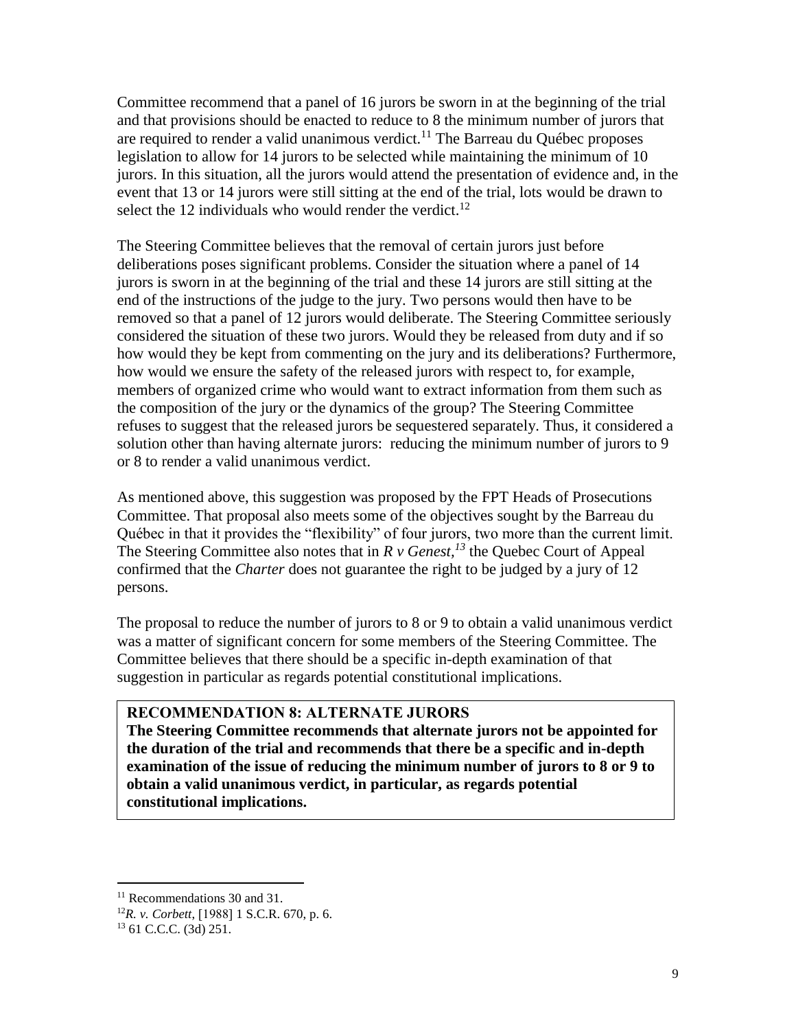Committee recommend that a panel of 16 jurors be sworn in at the beginning of the trial and that provisions should be enacted to reduce to 8 the minimum number of jurors that are required to render a valid unanimous verdict.[11] The Barreau du Québec proposes legislation to allow for 14 jurors to be selected while maintaining the minimum of 10 jurors. In this situation, all the jurors would attend the presentation of evidence and, in the event that 13 or 14 jurors were still sitting at the end of the trial, lots would be drawn to select the 12 individuals who would render the verdict.[12]

The Steering Committee believes that the removal of certain jurors just before deliberations poses significant problems. Consider the situation where a panel of 14 jurors is sworn in at the beginning of the trial and these 14 jurors are still sitting at the end of the instructions of the judge to the jury. Two persons would then have to be removed so that a panel of 12 jurors would deliberate. The Steering Committee seriously considered the situation of these two jurors. Would they be released from duty and if so how would they be kept from commenting on the jury and its deliberations? Furthermore, how would we ensure the safety of the released jurors with respect to, for example, members of organized crime who would want to extract information from them such as the composition of the jury or the dynamics of the group? The Steering Committee refuses to suggest that the released jurors be sequestered separately. Thus, it considered a solution other than having alternate jurors: reducing the minimum number of jurors to 9 or 8 to render a valid unanimous verdict.

As mentioned above, this suggestion was proposed by the FPT Heads of Prosecutions Committee. That proposal also meets some of the objectives sought by the Barreau du Québec in that it provides the "flexibility" of four jurors, two more than the current limit. The Steering Committee also notes that in *R v Genest*,[13] the Quebec Court of Appeal confirmed that the *Charter* does not guarantee the right to be judged by a jury of 12 persons.

The proposal to reduce the number of jurors to 8 or 9 to obtain a valid unanimous verdict was a matter of significant concern for some members of the Steering Committee. The Committee believes that there should be a specific in-depth examination of that suggestion in particular as regards potential constitutional implications.

**RECOMMENDATION 8: ALTERNATE JURORS**
**The Steering Committee recommends that alternate jurors not be appointed for the duration of the trial and recommends that there be a specific and in-depth examination of the issue of reducing the minimum number of jurors to 8 or 9 to obtain a valid unanimous verdict, in particular, as regards potential constitutional implications.**

---

[11] Recommendations 30 and 31.

[12] *R. v. Corbett*, [1988] 1 S.C.R. 670, p. 6.

[13] 61 C.C.C. (3d) 251.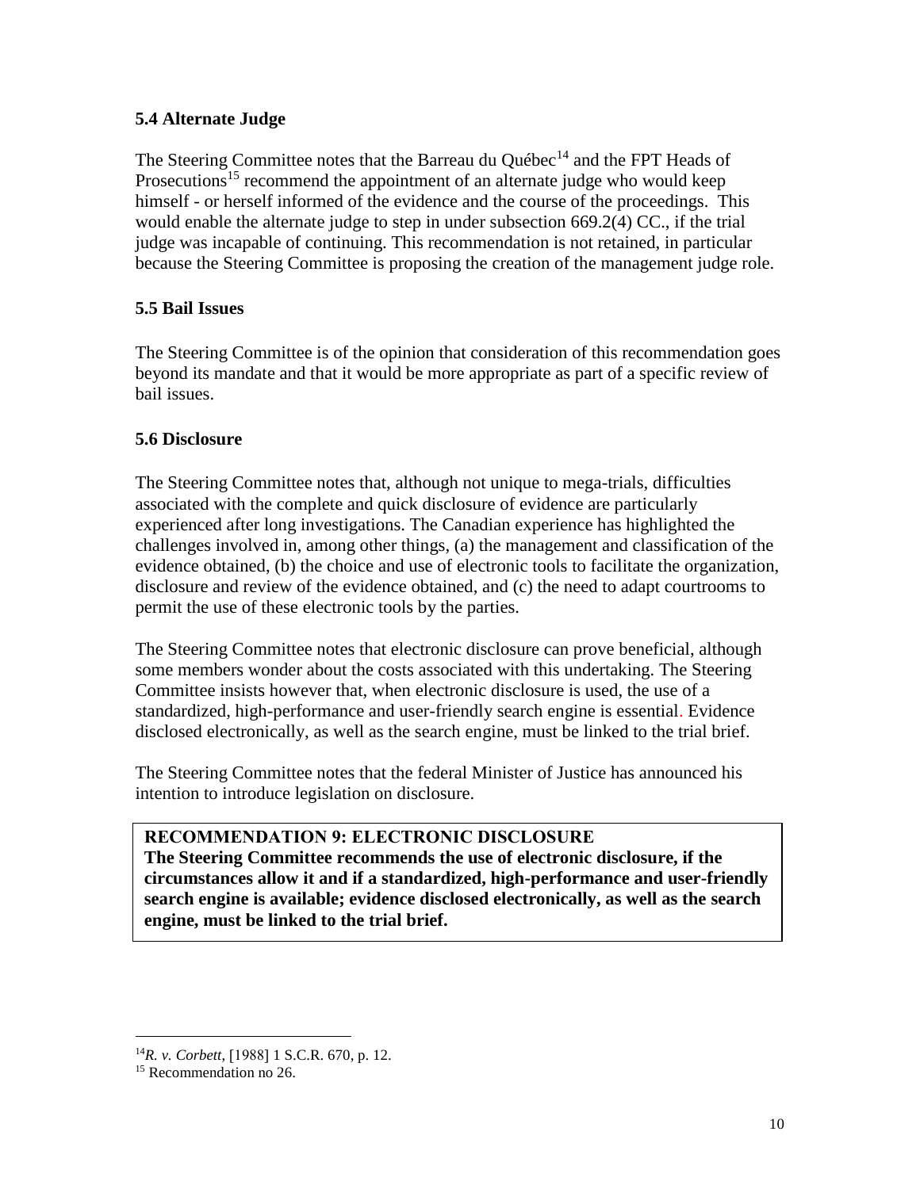### 5.4 Alternate Judge

The Steering Committee notes that the Barreau du Québec[14] and the FPT Heads of Prosecutions[15] recommend the appointment of an alternate judge who would keep himself - or herself informed of the evidence and the course of the proceedings. This would enable the alternate judge to step in under subsection 669.2(4) CC., if the trial judge was incapable of continuing. This recommendation is not retained, in particular because the Steering Committee is proposing the creation of the management judge role.

### 5.5 Bail Issues

The Steering Committee is of the opinion that consideration of this recommendation goes beyond its mandate and that it would be more appropriate as part of a specific review of bail issues.

### 5.6 Disclosure

The Steering Committee notes that, although not unique to mega-trials, difficulties associated with the complete and quick disclosure of evidence are particularly experienced after long investigations. The Canadian experience has highlighted the challenges involved in, among other things, (a) the management and classification of the evidence obtained, (b) the choice and use of electronic tools to facilitate the organization, disclosure and review of the evidence obtained, and (c) the need to adapt courtrooms to permit the use of these electronic tools by the parties.

The Steering Committee notes that electronic disclosure can prove beneficial, although some members wonder about the costs associated with this undertaking. The Steering Committee insists however that, when electronic disclosure is used, the use of a standardized, high-performance and user-friendly search engine is essential. Evidence disclosed electronically, as well as the search engine, must be linked to the trial brief.

The Steering Committee notes that the federal Minister of Justice has announced his intention to introduce legislation on disclosure.

**RECOMMENDATION 9: ELECTRONIC DISCLOSURE**
**The Steering Committee recommends the use of electronic disclosure, if the circumstances allow it and if a standardized, high-performance and user-friendly search engine is available; evidence disclosed electronically, as well as the search engine, must be linked to the trial brief.**

---

[14] *R. v. Corbett*, [1988] 1 S.C.R. 670, p. 12.

[15] Recommendation no 26.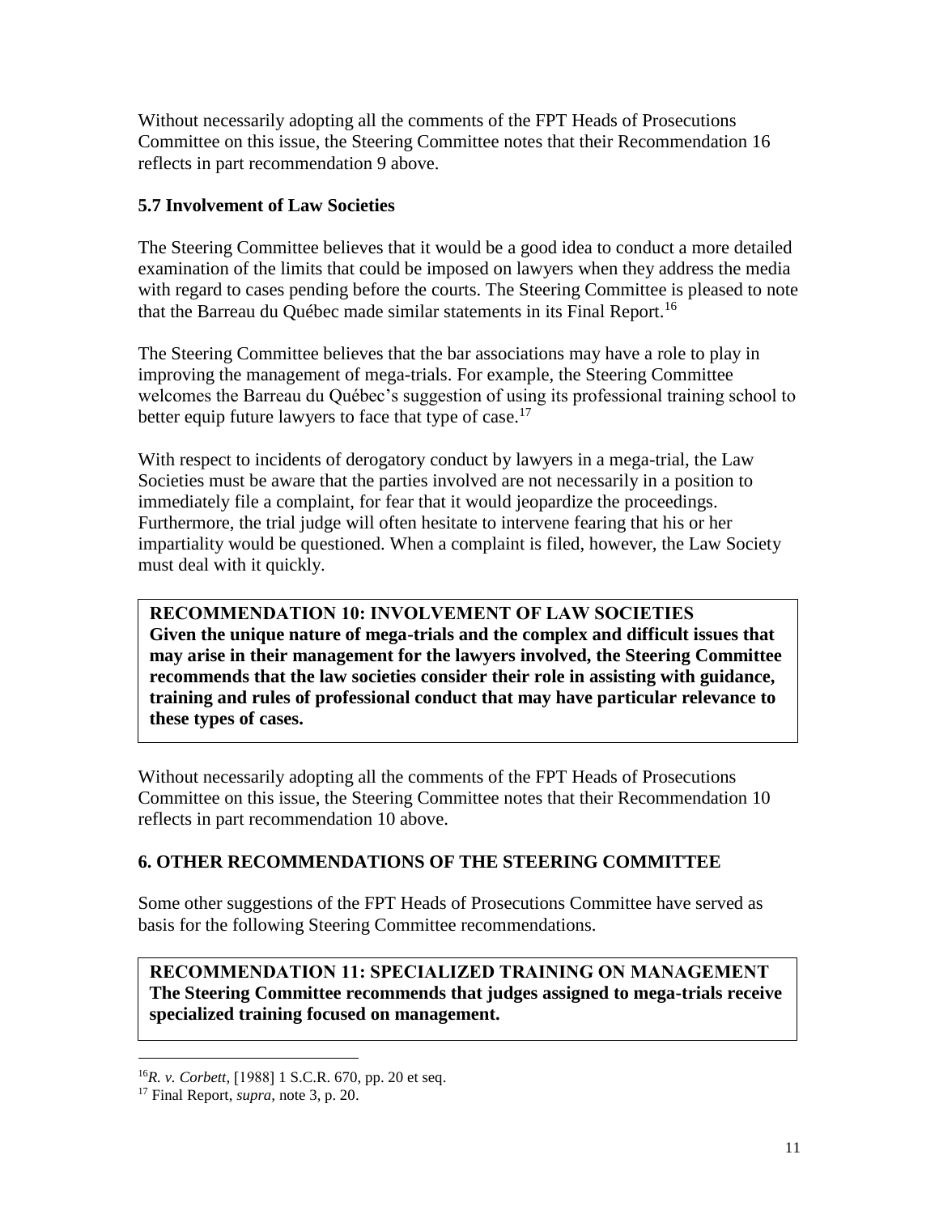Without necessarily adopting all the comments of the FPT Heads of Prosecutions Committee on this issue, the Steering Committee notes that their Recommendation 16 reflects in part recommendation 9 above.

### 5.7 Involvement of Law Societies

The Steering Committee believes that it would be a good idea to conduct a more detailed examination of the limits that could be imposed on lawyers when they address the media with regard to cases pending before the courts. The Steering Committee is pleased to note that the Barreau du Québec made similar statements in its Final Report.[16]

The Steering Committee believes that the bar associations may have a role to play in improving the management of mega-trials. For example, the Steering Committee welcomes the Barreau du Québec's suggestion of using its professional training school to better equip future lawyers to face that type of case.[17]

With respect to incidents of derogatory conduct by lawyers in a mega-trial, the Law Societies must be aware that the parties involved are not necessarily in a position to immediately file a complaint, for fear that it would jeopardize the proceedings. Furthermore, the trial judge will often hesitate to intervene fearing that his or her impartiality would be questioned. When a complaint is filed, however, the Law Society must deal with it quickly.

> **RECOMMENDATION 10: INVOLVEMENT OF LAW SOCIETIES**
> **Given the unique nature of mega-trials and the complex and difficult issues that may arise in their management for the lawyers involved, the Steering Committee recommends that the law societies consider their role in assisting with guidance, training and rules of professional conduct that may have particular relevance to these types of cases.**

Without necessarily adopting all the comments of the FPT Heads of Prosecutions Committee on this issue, the Steering Committee notes that their Recommendation 10 reflects in part recommendation 10 above.

## 6. OTHER RECOMMENDATIONS OF THE STEERING COMMITTEE

Some other suggestions of the FPT Heads of Prosecutions Committee have served as basis for the following Steering Committee recommendations.

> **RECOMMENDATION 11: SPECIALIZED TRAINING ON MANAGEMENT**
> **The Steering Committee recommends that judges assigned to mega-trials receive specialized training focused on management.**

---

[16] *R. v. Corbett*, [1988] 1 S.C.R. 670, pp. 20 et seq.

[17] Final Report, *supra*, note 3, p. 20.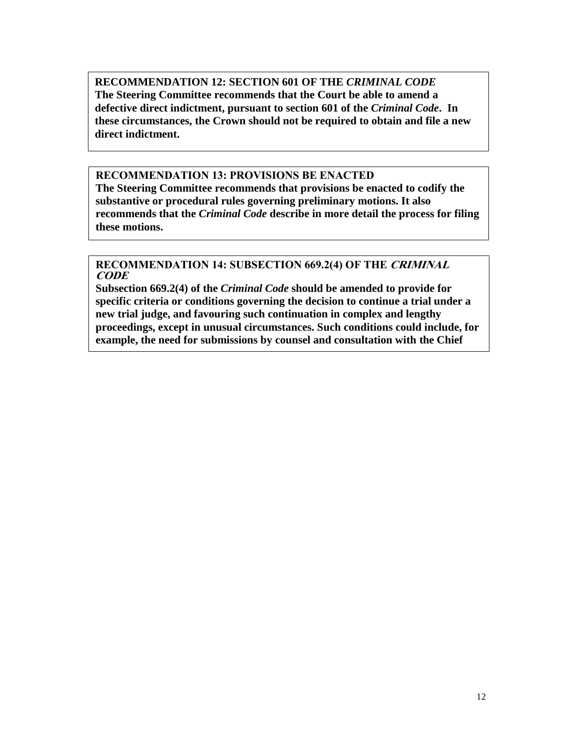**RECOMMENDATION 12: SECTION 601 OF THE *CRIMINAL CODE***
**The Steering Committee recommends that the Court be able to amend a defective direct indictment, pursuant to section 601 of the *Criminal Code*. In these circumstances, the Crown should not be required to obtain and file a new direct indictment.**

**RECOMMENDATION 13: PROVISIONS BE ENACTED**
**The Steering Committee recommends that provisions be enacted to codify the substantive or procedural rules governing preliminary motions. It also recommends that the *Criminal Code* describe in more detail the process for filing these motions.**

**RECOMMENDATION 14: SUBSECTION 669.2(4) OF THE *CRIMINAL CODE***
**Subsection 669.2(4) of the *Criminal Code* should be amended to provide for specific criteria or conditions governing the decision to continue a trial under a new trial judge, and favouring such continuation in complex and lengthy proceedings, except in unusual circumstances. Such conditions could include, for example, the need for submissions by counsel and consultation with the Chief**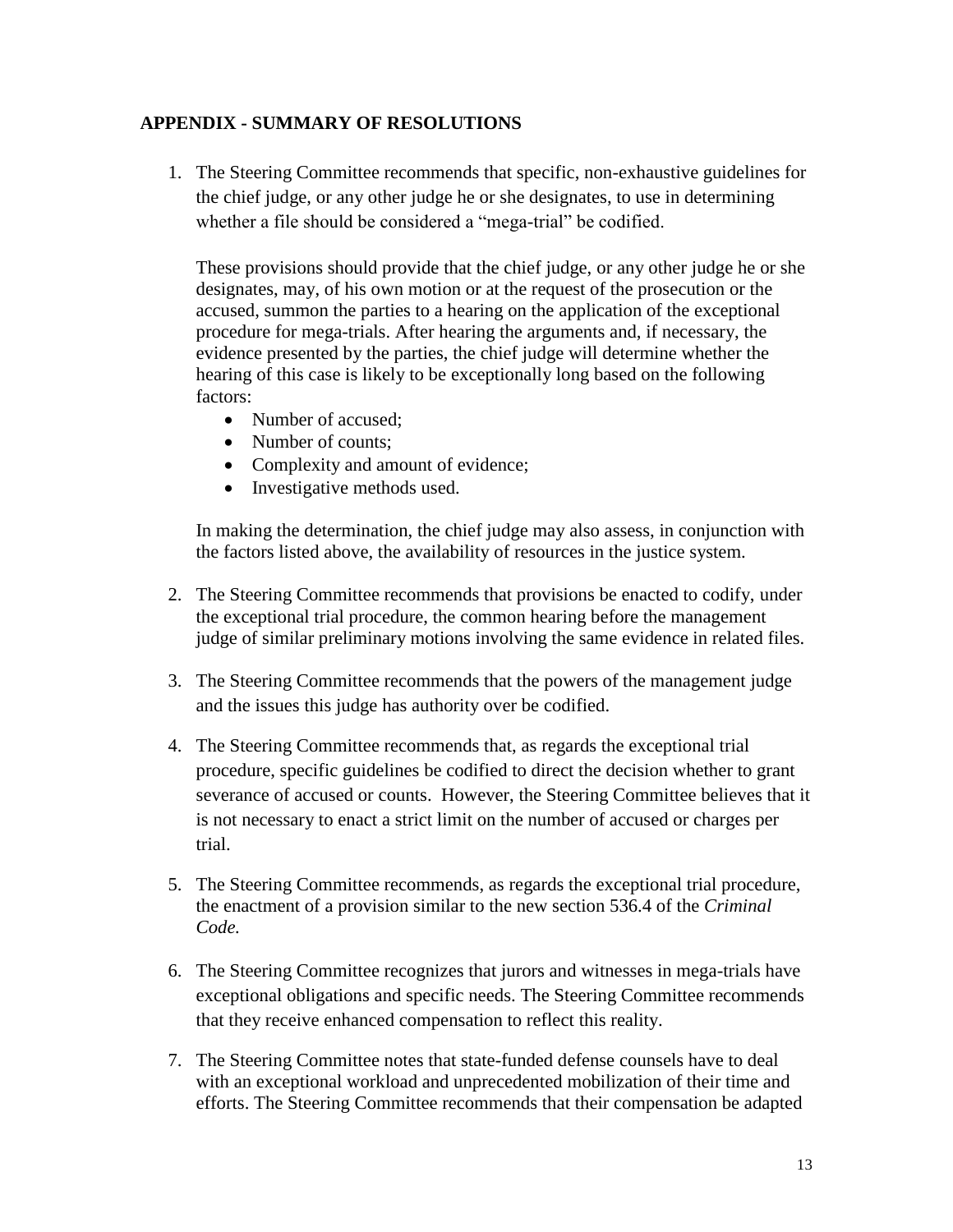## APPENDIX - SUMMARY OF RESOLUTIONS

1. The Steering Committee recommends that specific, non-exhaustive guidelines for the chief judge, or any other judge he or she designates, to use in determining whether a file should be considered a "mega-trial" be codified.

   These provisions should provide that the chief judge, or any other judge he or she designates, may, of his own motion or at the request of the prosecution or the accused, summon the parties to a hearing on the application of the exceptional procedure for mega-trials. After hearing the arguments and, if necessary, the evidence presented by the parties, the chief judge will determine whether the hearing of this case is likely to be exceptionally long based on the following factors:

   - Number of accused;
   - Number of counts;
   - Complexity and amount of evidence;
   - Investigative methods used.

   In making the determination, the chief judge may also assess, in conjunction with the factors listed above, the availability of resources in the justice system.

2. The Steering Committee recommends that provisions be enacted to codify, under the exceptional trial procedure, the common hearing before the management judge of similar preliminary motions involving the same evidence in related files.

3. The Steering Committee recommends that the powers of the management judge and the issues this judge has authority over be codified.

4. The Steering Committee recommends that, as regards the exceptional trial procedure, specific guidelines be codified to direct the decision whether to grant severance of accused or counts. However, the Steering Committee believes that it is not necessary to enact a strict limit on the number of accused or charges per trial.

5. The Steering Committee recommends, as regards the exceptional trial procedure, the enactment of a provision similar to the new section 536.4 of the *Criminal Code.*

6. The Steering Committee recognizes that jurors and witnesses in mega-trials have exceptional obligations and specific needs. The Steering Committee recommends that they receive enhanced compensation to reflect this reality.

7. The Steering Committee notes that state-funded defense counsels have to deal with an exceptional workload and unprecedented mobilization of their time and efforts. The Steering Committee recommends that their compensation be adapted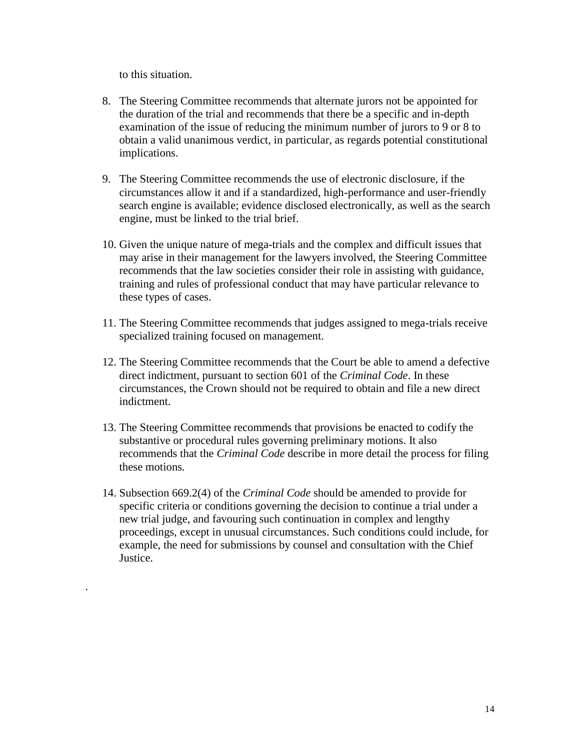to this situation.

8. The Steering Committee recommends that alternate jurors not be appointed for the duration of the trial and recommends that there be a specific and in-depth examination of the issue of reducing the minimum number of jurors to 9 or 8 to obtain a valid unanimous verdict, in particular, as regards potential constitutional implications.

9. The Steering Committee recommends the use of electronic disclosure, if the circumstances allow it and if a standardized, high-performance and user-friendly search engine is available; evidence disclosed electronically, as well as the search engine, must be linked to the trial brief.

10. Given the unique nature of mega-trials and the complex and difficult issues that may arise in their management for the lawyers involved, the Steering Committee recommends that the law societies consider their role in assisting with guidance, training and rules of professional conduct that may have particular relevance to these types of cases.

11. The Steering Committee recommends that judges assigned to mega-trials receive specialized training focused on management.

12. The Steering Committee recommends that the Court be able to amend a defective direct indictment, pursuant to section 601 of the *Criminal Code*. In these circumstances, the Crown should not be required to obtain and file a new direct indictment.

13. The Steering Committee recommends that provisions be enacted to codify the substantive or procedural rules governing preliminary motions. It also recommends that the *Criminal Code* describe in more detail the process for filing these motions.

14. Subsection 669.2(4) of the *Criminal Code* should be amended to provide for specific criteria or conditions governing the decision to continue a trial under a new trial judge, and favouring such continuation in complex and lengthy proceedings, except in unusual circumstances. Such conditions could include, for example, the need for submissions by counsel and consultation with the Chief Justice.

.